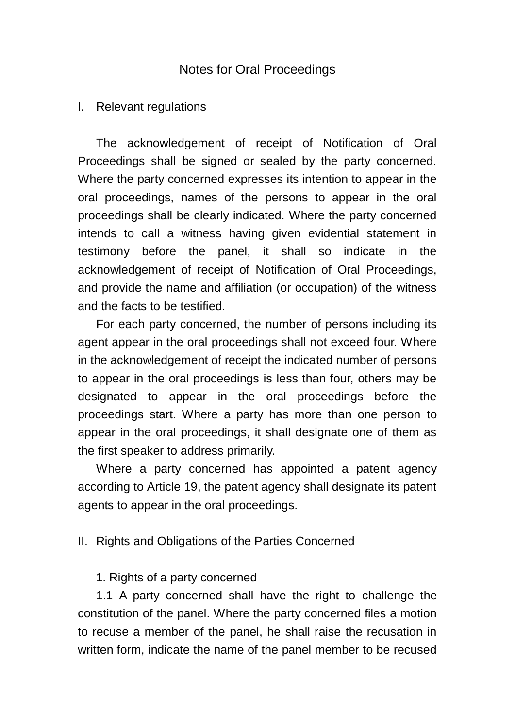# Notes for Oral Proceedings

## I. Relevant regulations

The acknowledgement of receipt of Notification of Oral Proceedings shall be signed or sealed by the party concerned. Where the party concerned expresses its intention to appear in the oral proceedings, names of the persons to appear in the oral proceedings shall be clearly indicated. Where the party concerned intends to call a witness having given evidential statement in testimony before the panel, it shall so indicate in the acknowledgement of receipt of Notification of Oral Proceedings, and provide the name and affiliation (or occupation) of the witness and the facts to be testified.

For each party concerned, the number of persons including its agent appear in the oral proceedings shall not exceed four. Where in the acknowledgement of receipt the indicated number of persons to appear in the oral proceedings is less than four, others may be designated to appear in the oral proceedings before the proceedings start. Where a party has more than one person to appear in the oral proceedings, it shall designate one of them as the first speaker to address primarily.

Where a party concerned has appointed a patent agency according to Article 19, the patent agency shall designate its patent agents to appear in the oral proceedings.

## II. Rights and Obligations of the Parties Concerned

### 1. Rights of a party concerned

1.1 A party concerned shall have the right to challenge the constitution of the panel. Where the party concerned files a motion to recuse a member of the panel, he shall raise the recusation in written form, indicate the name of the panel member to be recused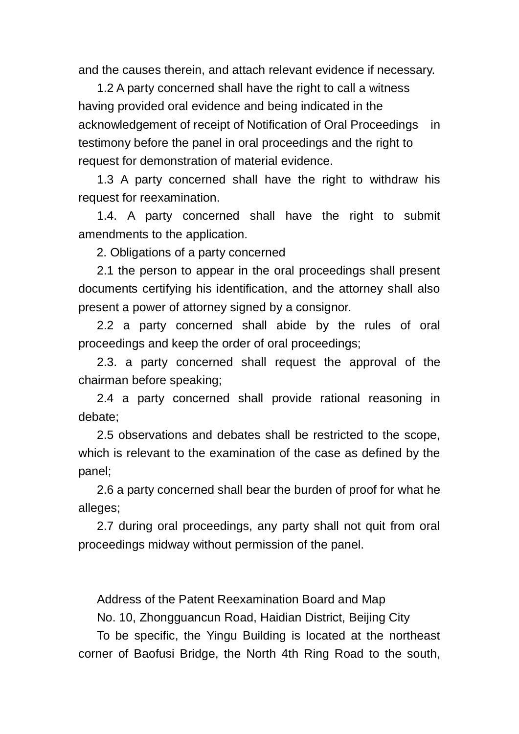and the causes therein, and attach relevant evidence if necessary.

1.2 A party concerned shall have the right to call a witness having provided oral evidence and being indicated in the acknowledgement of receipt of Notification of Oral Proceedings in testimony before the panel in oral proceedings and the right to request for demonstration of material evidence.

1.3 A party concerned shall have the right to withdraw his request for reexamination.

1.4. A party concerned shall have the right to submit amendments to the application.

2. Obligations of a party concerned

2.1 the person to appear in the oral proceedings shall present documents certifying his identification, and the attorney shall also present a power of attorney signed by a consignor.

2.2 a party concerned shall abide by the rules of oral proceedings and keep the order of oral proceedings;

2.3. a party concerned shall request the approval of the chairman before speaking;

2.4 a party concerned shall provide rational reasoning in debate;

2.5 observations and debates shall be restricted to the scope, which is relevant to the examination of the case as defined by the panel;

2.6 a party concerned shall bear the burden of proof for what he alleges;

2.7 during oral proceedings, any party shall not quit from oral proceedings midway without permission of the panel.

Address of the Patent Reexamination Board and Map

No. 10, Zhongguancun Road, Haidian District, Beijing City

To be specific, the Yingu Building is located at the northeast corner of Baofusi Bridge, the North 4th Ring Road to the south,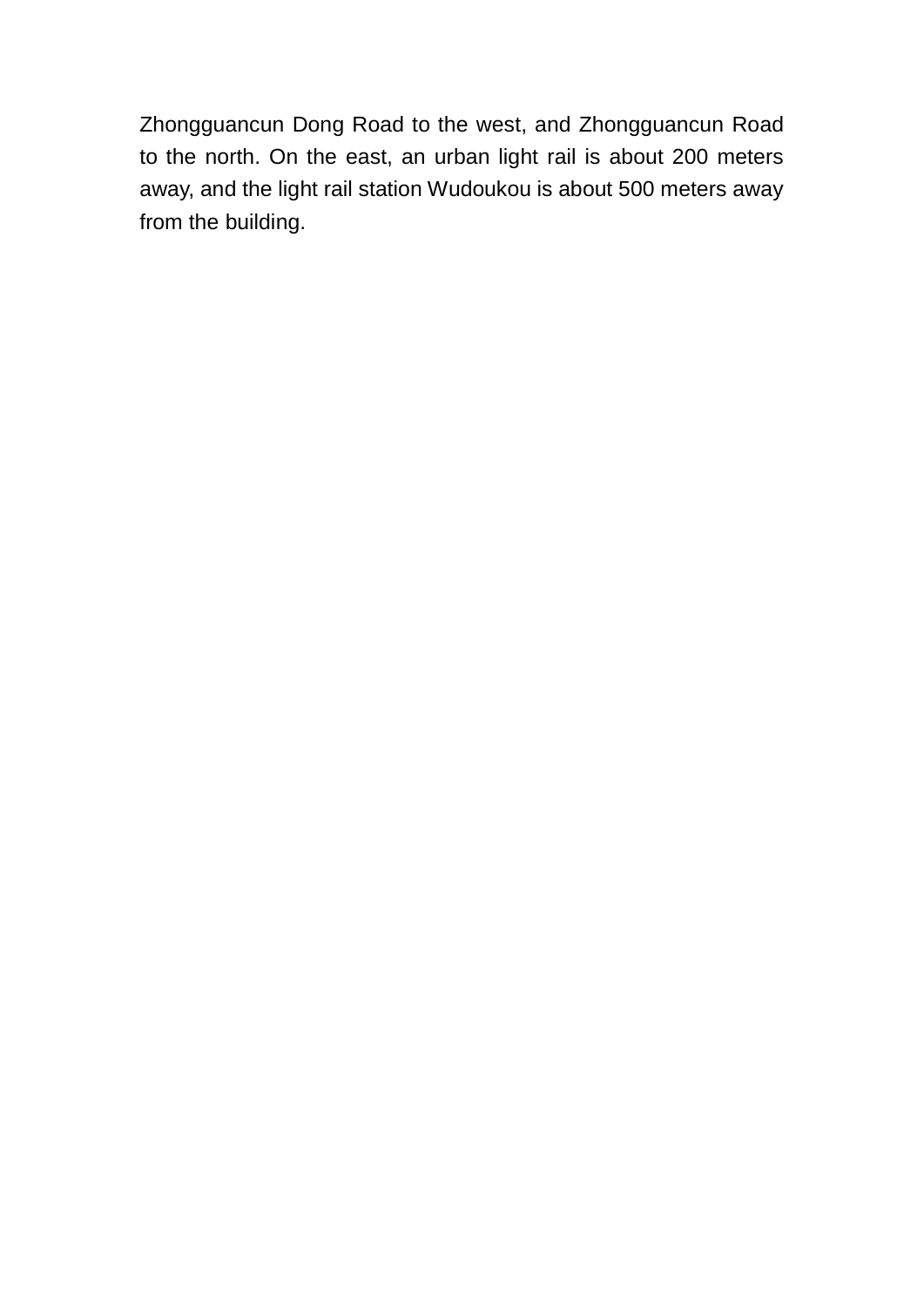Zhongguancun Dong Road to the west, and Zhongguancun Road to the north. On the east, an urban light rail is about 200 meters away, and the light rail station Wudoukou is about 500 meters away from the building.